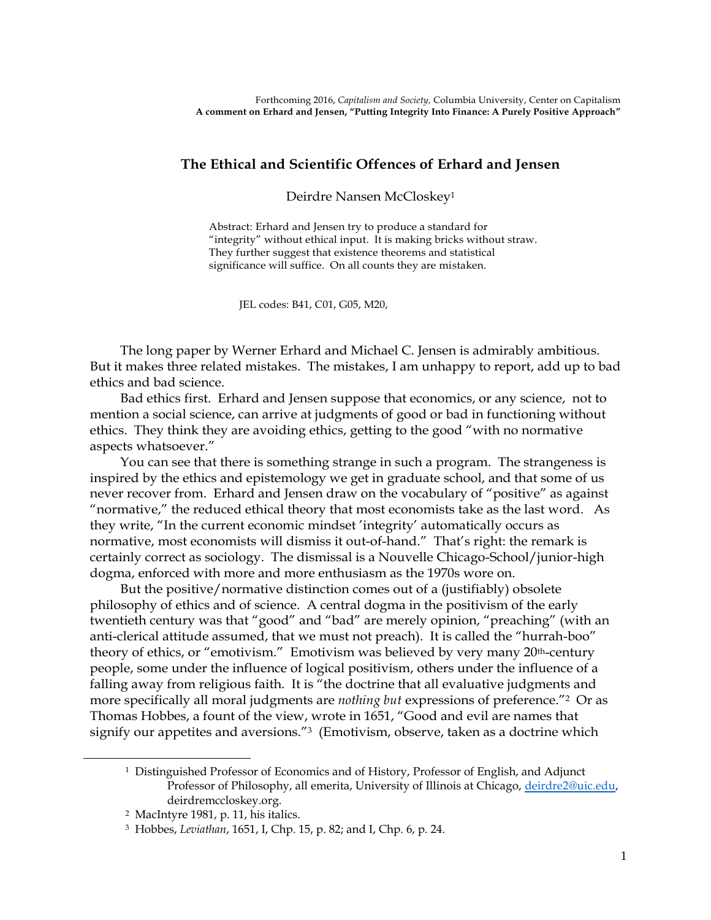Forthcoming 2016, *Capitalism and Society,* Columbia University, Center on Capitalism
**A comment on Erhard and Jensen, "Putting Integrity Into Finance: A Purely Positive Approach"**

## The Ethical and Scientific Offences of Erhard and Jensen

Deirdre Nansen McCloskey[1]

Abstract: Erhard and Jensen try to produce a standard for "integrity" without ethical input. It is making bricks without straw. They further suggest that existence theorems and statistical significance will suffice. On all counts they are mistaken.

JEL codes: B41, C01, G05, M20,

The long paper by Werner Erhard and Michael C. Jensen is admirably ambitious. But it makes three related mistakes. The mistakes, I am unhappy to report, add up to bad ethics and bad science.

Bad ethics first. Erhard and Jensen suppose that economics, or any science, not to mention a social science, can arrive at judgments of good or bad in functioning without ethics. They think they are avoiding ethics, getting to the good "with no normative aspects whatsoever."

You can see that there is something strange in such a program. The strangeness is inspired by the ethics and epistemology we get in graduate school, and that some of us never recover from. Erhard and Jensen draw on the vocabulary of "positive" as against "normative," the reduced ethical theory that most economists take as the last word. As they write, "In the current economic mindset 'integrity' automatically occurs as normative, most economists will dismiss it out-of-hand." That's right: the remark is certainly correct as sociology. The dismissal is a Nouvelle Chicago-School/junior-high dogma, enforced with more and more enthusiasm as the 1970s wore on.

But the positive/normative distinction comes out of a (justifiably) obsolete philosophy of ethics and of science. A central dogma in the positivism of the early twentieth century was that "good" and "bad" are merely opinion, "preaching" (with an anti-clerical attitude assumed, that we must not preach). It is called the "hurrah-boo" theory of ethics, or "emotivism." Emotivism was believed by very many 20th-century people, some under the influence of logical positivism, others under the influence of a falling away from religious faith. It is "the doctrine that all evaluative judgments and more specifically all moral judgments are *nothing but* expressions of preference."[2] Or as Thomas Hobbes, a fount of the view, wrote in 1651, "Good and evil are names that signify our appetites and aversions."[3] (Emotivism, observe, taken as a doctrine which

---

[1] Distinguished Professor of Economics and of History, Professor of English, and Adjunct Professor of Philosophy, all emerita, University of Illinois at Chicago, deirdre2@uic.edu, deirdremccloskey.org.

[2] MacIntyre 1981, p. 11, his italics.

[3] Hobbes, *Leviathan*, 1651, I, Chp. 15, p. 82; and I, Chp. 6, p. 24.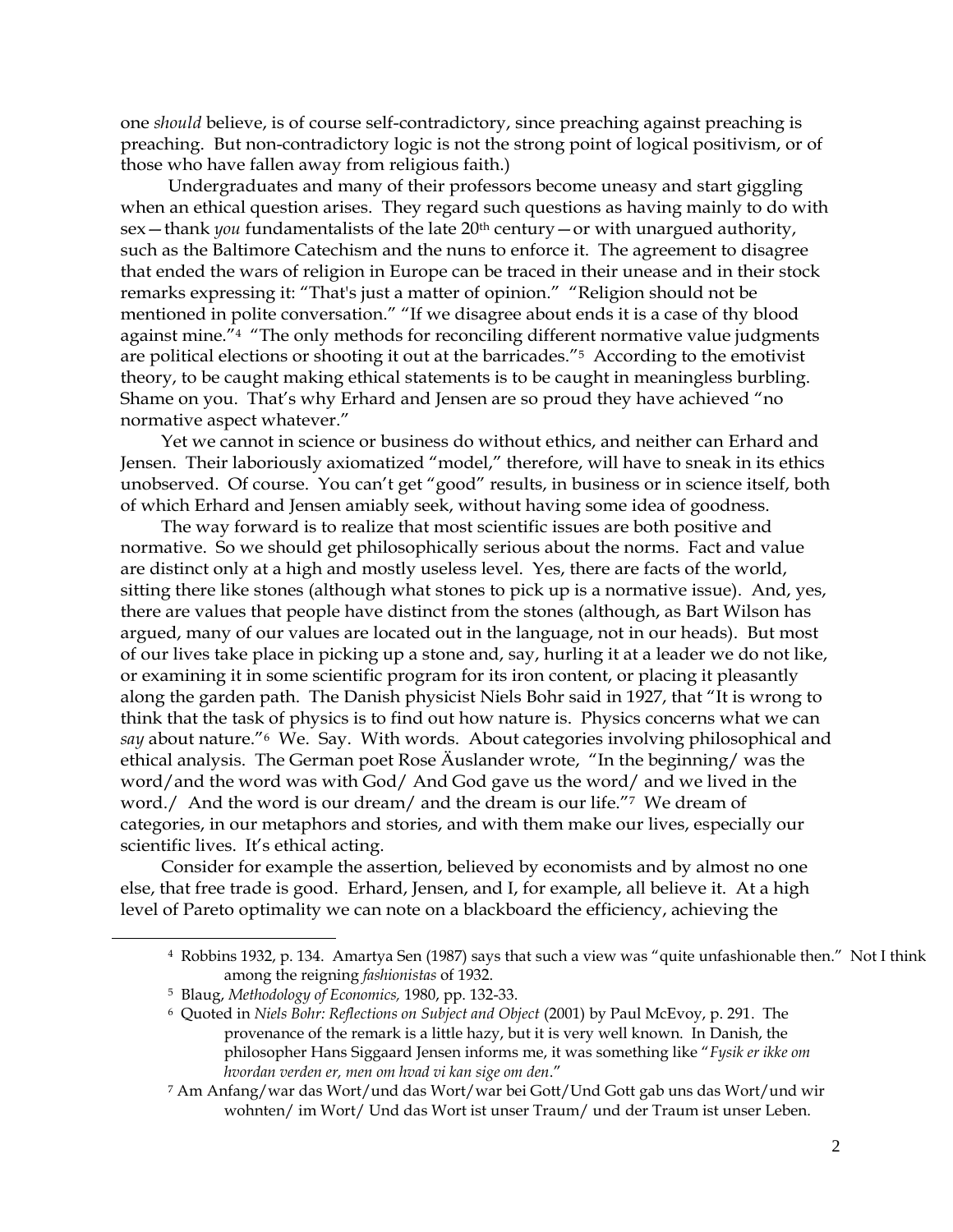one *should* believe, is of course self-contradictory, since preaching against preaching is preaching. But non-contradictory logic is not the strong point of logical positivism, or of those who have fallen away from religious faith.)

Undergraduates and many of their professors become uneasy and start giggling when an ethical question arises. They regard such questions as having mainly to do with sex—thank *you* fundamentalists of the late 20th century—or with unargued authority, such as the Baltimore Catechism and the nuns to enforce it. The agreement to disagree that ended the wars of religion in Europe can be traced in their unease and in their stock remarks expressing it: "That's just a matter of opinion." "Religion should not be mentioned in polite conversation." "If we disagree about ends it is a case of thy blood against mine."[4] "The only methods for reconciling different normative value judgments are political elections or shooting it out at the barricades."[5] According to the emotivist theory, to be caught making ethical statements is to be caught in meaningless burbling. Shame on you. That's why Erhard and Jensen are so proud they have achieved "no normative aspect whatever."

Yet we cannot in science or business do without ethics, and neither can Erhard and Jensen. Their laboriously axiomatized "model," therefore, will have to sneak in its ethics unobserved. Of course. You can't get "good" results, in business or in science itself, both of which Erhard and Jensen amiably seek, without having some idea of goodness.

The way forward is to realize that most scientific issues are both positive and normative. So we should get philosophically serious about the norms. Fact and value are distinct only at a high and mostly useless level. Yes, there are facts of the world, sitting there like stones (although what stones to pick up is a normative issue). And, yes, there are values that people have distinct from the stones (although, as Bart Wilson has argued, many of our values are located out in the language, not in our heads). But most of our lives take place in picking up a stone and, say, hurling it at a leader we do not like, or examining it in some scientific program for its iron content, or placing it pleasantly along the garden path. The Danish physicist Niels Bohr said in 1927, that "It is wrong to think that the task of physics is to find out how nature is. Physics concerns what we can *say* about nature."[6] We. Say. With words. About categories involving philosophical and ethical analysis. The German poet Rose Äuslander wrote, "In the beginning/ was the word/and the word was with God/ And God gave us the word/ and we lived in the word./ And the word is our dream/ and the dream is our life."[7] We dream of categories, in our metaphors and stories, and with them make our lives, especially our scientific lives. It's ethical acting.

Consider for example the assertion, believed by economists and by almost no one else, that free trade is good. Erhard, Jensen, and I, for example, all believe it. At a high level of Pareto optimality we can note on a blackboard the efficiency, achieving the

---

[4] Robbins 1932, p. 134. Amartya Sen (1987) says that such a view was "quite unfashionable then." Not I think among the reigning *fashionistas* of 1932.

[5] Blaug, *Methodology of Economics,* 1980, pp. 132-33.

[6] Quoted in *Niels Bohr: Reflections on Subject and Object* (2001) by Paul McEvoy, p. 291. The provenance of the remark is a little hazy, but it is very well known. In Danish, the philosopher Hans Siggaard Jensen informs me, it was something like "*Fysik er ikke om hvordan verden er, men om hvad vi kan sige om den*."

[7] Am Anfang/war das Wort/und das Wort/war bei Gott/Und Gott gab uns das Wort/und wir wohnten/ im Wort/ Und das Wort ist unser Traum/ und der Traum ist unser Leben.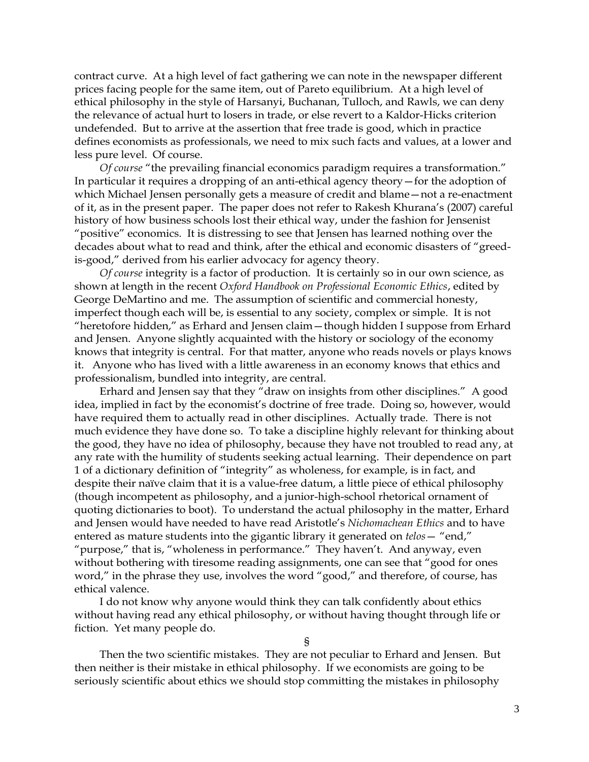contract curve. At a high level of fact gathering we can note in the newspaper different prices facing people for the same item, out of Pareto equilibrium. At a high level of ethical philosophy in the style of Harsanyi, Buchanan, Tulloch, and Rawls, we can deny the relevance of actual hurt to losers in trade, or else revert to a Kaldor-Hicks criterion undefended. But to arrive at the assertion that free trade is good, which in practice defines economists as professionals, we need to mix such facts and values, at a lower and less pure level. Of course.

*Of course* "the prevailing financial economics paradigm requires a transformation." In particular it requires a dropping of an anti-ethical agency theory—for the adoption of which Michael Jensen personally gets a measure of credit and blame—not a re-enactment of it, as in the present paper. The paper does not refer to Rakesh Khurana's (2007) careful history of how business schools lost their ethical way, under the fashion for Jensenist "positive" economics. It is distressing to see that Jensen has learned nothing over the decades about what to read and think, after the ethical and economic disasters of "greed-is-good," derived from his earlier advocacy for agency theory.

*Of course* integrity is a factor of production. It is certainly so in our own science, as shown at length in the recent *Oxford Handbook on Professional Economic Ethics*, edited by George DeMartino and me. The assumption of scientific and commercial honesty, imperfect though each will be, is essential to any society, complex or simple. It is not "heretofore hidden," as Erhard and Jensen claim—though hidden I suppose from Erhard and Jensen. Anyone slightly acquainted with the history or sociology of the economy knows that integrity is central. For that matter, anyone who reads novels or plays knows it. Anyone who has lived with a little awareness in an economy knows that ethics and professionalism, bundled into integrity, are central.

Erhard and Jensen say that they "draw on insights from other disciplines." A good idea, implied in fact by the economist's doctrine of free trade. Doing so, however, would have required them to actually read in other disciplines. Actually trade. There is not much evidence they have done so. To take a discipline highly relevant for thinking about the good, they have no idea of philosophy, because they have not troubled to read any, at any rate with the humility of students seeking actual learning. Their dependence on part 1 of a dictionary definition of "integrity" as wholeness, for example, is in fact, and despite their naïve claim that it is a value-free datum, a little piece of ethical philosophy (though incompetent as philosophy, and a junior-high-school rhetorical ornament of quoting dictionaries to boot). To understand the actual philosophy in the matter, Erhard and Jensen would have needed to have read Aristotle's *Nichomachean Ethics* and to have entered as mature students into the gigantic library it generated on *telos*— "end," "purpose," that is, "wholeness in performance." They haven't. And anyway, even without bothering with tiresome reading assignments, one can see that "good for ones word," in the phrase they use, involves the word "good," and therefore, of course, has ethical valence.

I do not know why anyone would think they can talk confidently about ethics without having read any ethical philosophy, or without having thought through life or fiction. Yet many people do.

§

Then the two scientific mistakes. They are not peculiar to Erhard and Jensen. But then neither is their mistake in ethical philosophy. If we economists are going to be seriously scientific about ethics we should stop committing the mistakes in philosophy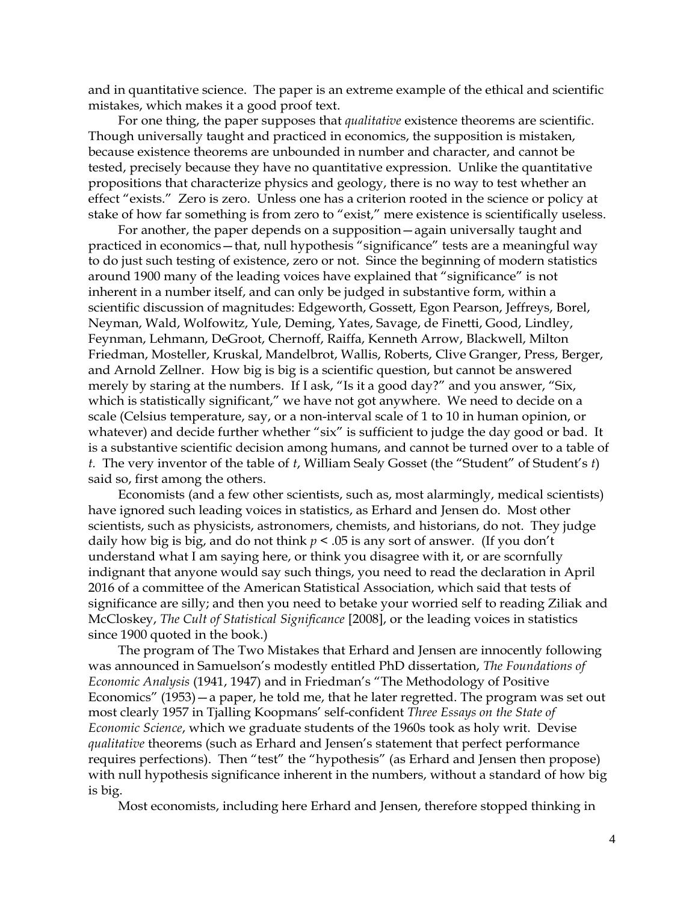and in quantitative science. The paper is an extreme example of the ethical and scientific mistakes, which makes it a good proof text.

For one thing, the paper supposes that *qualitative* existence theorems are scientific. Though universally taught and practiced in economics, the supposition is mistaken, because existence theorems are unbounded in number and character, and cannot be tested, precisely because they have no quantitative expression. Unlike the quantitative propositions that characterize physics and geology, there is no way to test whether an effect "exists." Zero is zero. Unless one has a criterion rooted in the science or policy at stake of how far something is from zero to "exist," mere existence is scientifically useless.

For another, the paper depends on a supposition—again universally taught and practiced in economics—that, null hypothesis "significance" tests are a meaningful way to do just such testing of existence, zero or not. Since the beginning of modern statistics around 1900 many of the leading voices have explained that "significance" is not inherent in a number itself, and can only be judged in substantive form, within a scientific discussion of magnitudes: Edgeworth, Gossett, Egon Pearson, Jeffreys, Borel, Neyman, Wald, Wolfowitz, Yule, Deming, Yates, Savage, de Finetti, Good, Lindley, Feynman, Lehmann, DeGroot, Chernoff, Raiffa, Kenneth Arrow, Blackwell, Milton Friedman, Mosteller, Kruskal, Mandelbrot, Wallis, Roberts, Clive Granger, Press, Berger, and Arnold Zellner. How big is big is a scientific question, but cannot be answered merely by staring at the numbers. If I ask, "Is it a good day?" and you answer, "Six, which is statistically significant," we have not got anywhere. We need to decide on a scale (Celsius temperature, say, or a non-interval scale of 1 to 10 in human opinion, or whatever) and decide further whether "six" is sufficient to judge the day good or bad. It is a substantive scientific decision among humans, and cannot be turned over to a table of *t*. The very inventor of the table of *t*, William Sealy Gosset (the "Student" of Student's *t*) said so, first among the others.

Economists (and a few other scientists, such as, most alarmingly, medical scientists) have ignored such leading voices in statistics, as Erhard and Jensen do. Most other scientists, such as physicists, astronomers, chemists, and historians, do not. They judge daily how big is big, and do not think $p < .05$ is any sort of answer. (If you don't understand what I am saying here, or think you disagree with it, or are scornfully indignant that anyone would say such things, you need to read the declaration in April 2016 of a committee of the American Statistical Association, which said that tests of significance are silly; and then you need to betake your worried self to reading Ziliak and McCloskey, *The Cult of Statistical Significance* [2008], or the leading voices in statistics since 1900 quoted in the book.)

The program of The Two Mistakes that Erhard and Jensen are innocently following was announced in Samuelson's modestly entitled PhD dissertation, *The Foundations of Economic Analysis* (1941, 1947) and in Friedman's "The Methodology of Positive Economics" (1953)—a paper, he told me, that he later regretted. The program was set out most clearly 1957 in Tjalling Koopmans' self-confident *Three Essays on the State of Economic Science*, which we graduate students of the 1960s took as holy writ. Devise *qualitative* theorems (such as Erhard and Jensen's statement that perfect performance requires perfections). Then "test" the "hypothesis" (as Erhard and Jensen then propose) with null hypothesis significance inherent in the numbers, without a standard of how big is big.

Most economists, including here Erhard and Jensen, therefore stopped thinking in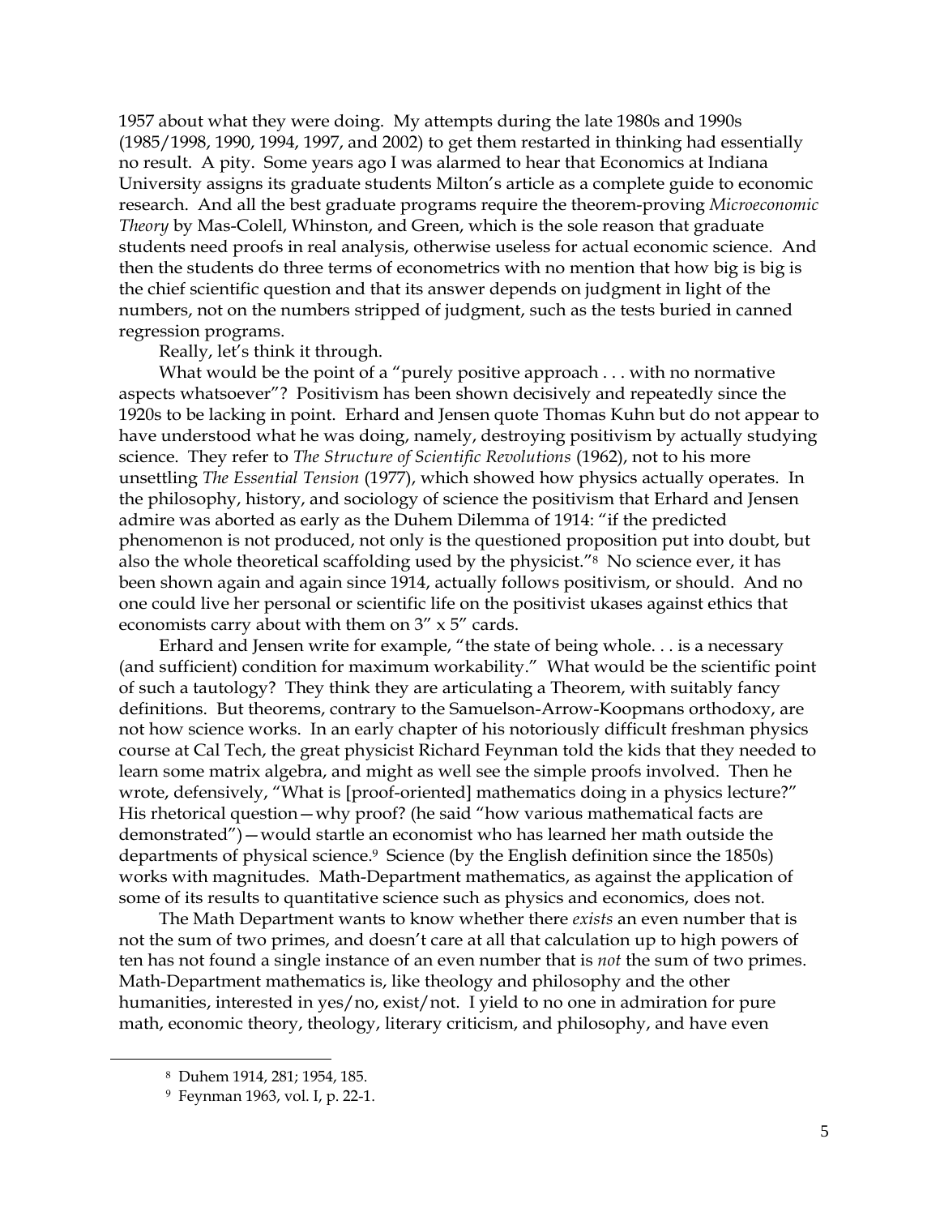1957 about what they were doing. My attempts during the late 1980s and 1990s (1985/1998, 1990, 1994, 1997, and 2002) to get them restarted in thinking had essentially no result. A pity. Some years ago I was alarmed to hear that Economics at Indiana University assigns its graduate students Milton's article as a complete guide to economic research. And all the best graduate programs require the theorem-proving *Microeconomic Theory* by Mas-Colell, Whinston, and Green, which is the sole reason that graduate students need proofs in real analysis, otherwise useless for actual economic science. And then the students do three terms of econometrics with no mention that how big is big is the chief scientific question and that its answer depends on judgment in light of the numbers, not on the numbers stripped of judgment, such as the tests buried in canned regression programs.

Really, let's think it through.

What would be the point of a "purely positive approach . . . with no normative aspects whatsoever"? Positivism has been shown decisively and repeatedly since the 1920s to be lacking in point. Erhard and Jensen quote Thomas Kuhn but do not appear to have understood what he was doing, namely, destroying positivism by actually studying science. They refer to *The Structure of Scientific Revolutions* (1962), not to his more unsettling *The Essential Tension* (1977), which showed how physics actually operates. In the philosophy, history, and sociology of science the positivism that Erhard and Jensen admire was aborted as early as the Duhem Dilemma of 1914: "if the predicted phenomenon is not produced, not only is the questioned proposition put into doubt, but also the whole theoretical scaffolding used by the physicist."[8] No science ever, it has been shown again and again since 1914, actually follows positivism, or should. And no one could live her personal or scientific life on the positivist ukases against ethics that economists carry about with them on 3" x 5" cards.

Erhard and Jensen write for example, "the state of being whole. . . is a necessary (and sufficient) condition for maximum workability." What would be the scientific point of such a tautology? They think they are articulating a Theorem, with suitably fancy definitions. But theorems, contrary to the Samuelson-Arrow-Koopmans orthodoxy, are not how science works. In an early chapter of his notoriously difficult freshman physics course at Cal Tech, the great physicist Richard Feynman told the kids that they needed to learn some matrix algebra, and might as well see the simple proofs involved. Then he wrote, defensively, "What is [proof-oriented] mathematics doing in a physics lecture?" His rhetorical question—why proof? (he said "how various mathematical facts are demonstrated")—would startle an economist who has learned her math outside the departments of physical science.[9] Science (by the English definition since the 1850s) works with magnitudes. Math-Department mathematics, as against the application of some of its results to quantitative science such as physics and economics, does not.

The Math Department wants to know whether there *exists* an even number that is not the sum of two primes, and doesn't care at all that calculation up to high powers of ten has not found a single instance of an even number that is *not* the sum of two primes. Math-Department mathematics is, like theology and philosophy and the other humanities, interested in yes/no, exist/not. I yield to no one in admiration for pure math, economic theory, theology, literary criticism, and philosophy, and have even

---

[8] Duhem 1914, 281; 1954, 185.

[9] Feynman 1963, vol. I, p. 22-1.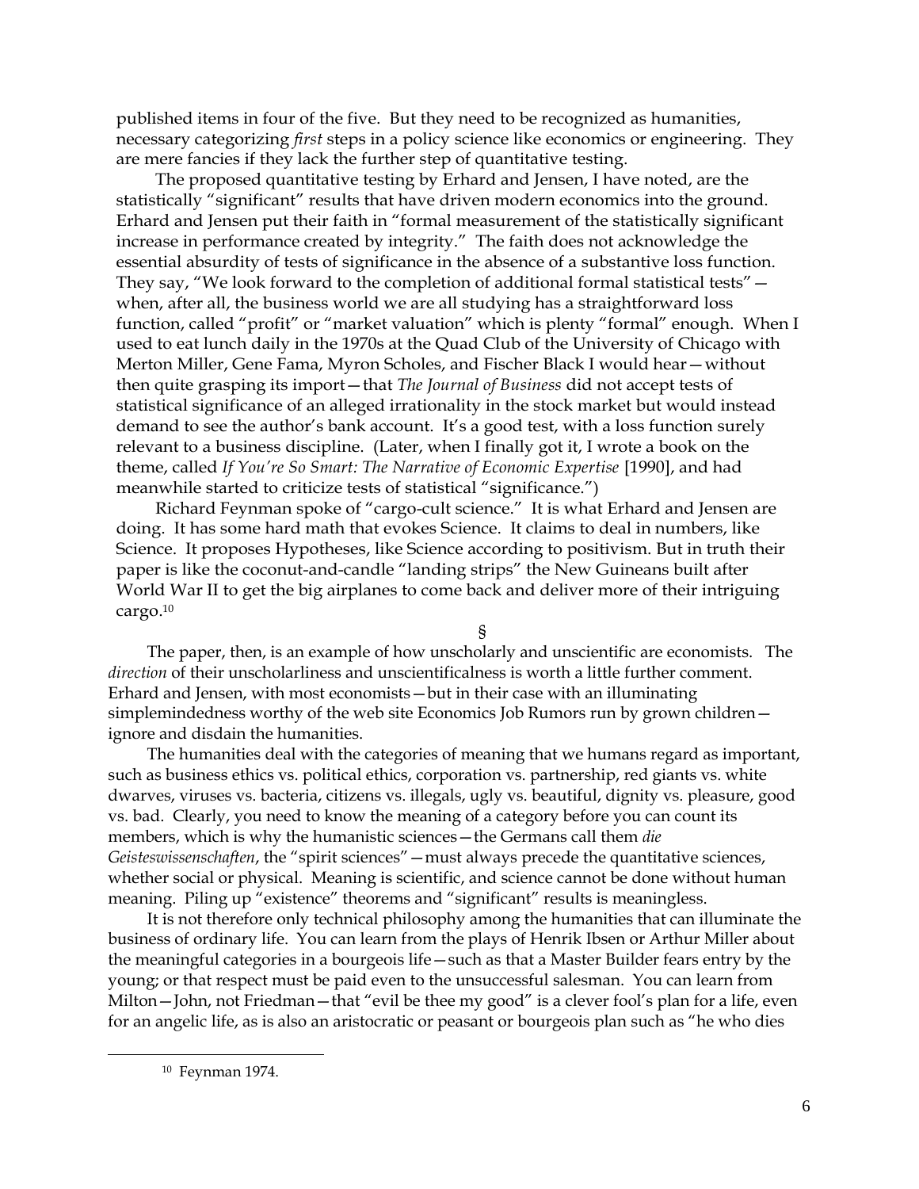published items in four of the five. But they need to be recognized as humanities, necessary categorizing *first* steps in a policy science like economics or engineering. They are mere fancies if they lack the further step of quantitative testing.

The proposed quantitative testing by Erhard and Jensen, I have noted, are the statistically "significant" results that have driven modern economics into the ground. Erhard and Jensen put their faith in "formal measurement of the statistically significant increase in performance created by integrity." The faith does not acknowledge the essential absurdity of tests of significance in the absence of a substantive loss function. They say, "We look forward to the completion of additional formal statistical tests"— when, after all, the business world we are all studying has a straightforward loss function, called "profit" or "market valuation" which is plenty "formal" enough. When I used to eat lunch daily in the 1970s at the Quad Club of the University of Chicago with Merton Miller, Gene Fama, Myron Scholes, and Fischer Black I would hear—without then quite grasping its import—that *The Journal of Business* did not accept tests of statistical significance of an alleged irrationality in the stock market but would instead demand to see the author's bank account. It's a good test, with a loss function surely relevant to a business discipline. (Later, when I finally got it, I wrote a book on the theme, called *If You're So Smart: The Narrative of Economic Expertise* [1990], and had meanwhile started to criticize tests of statistical "significance.")

Richard Feynman spoke of "cargo-cult science." It is what Erhard and Jensen are doing. It has some hard math that evokes Science. It claims to deal in numbers, like Science. It proposes Hypotheses, like Science according to positivism. But in truth their paper is like the coconut-and-candle "landing strips" the New Guineans built after World War II to get the big airplanes to come back and deliver more of their intriguing cargo.[10]

§

The paper, then, is an example of how unscholarly and unscientific are economists. The *direction* of their unscholarliness and unscientificalness is worth a little further comment. Erhard and Jensen, with most economists—but in their case with an illuminating simplemindedness worthy of the web site Economics Job Rumors run by grown children—ignore and disdain the humanities.

The humanities deal with the categories of meaning that we humans regard as important, such as business ethics vs. political ethics, corporation vs. partnership, red giants vs. white dwarves, viruses vs. bacteria, citizens vs. illegals, ugly vs. beautiful, dignity vs. pleasure, good vs. bad. Clearly, you need to know the meaning of a category before you can count its members, which is why the humanistic sciences—the Germans call them *die Geisteswissenschaften*, the "spirit sciences"—must always precede the quantitative sciences, whether social or physical. Meaning is scientific, and science cannot be done without human meaning. Piling up "existence" theorems and "significant" results is meaningless.

It is not therefore only technical philosophy among the humanities that can illuminate the business of ordinary life. You can learn from the plays of Henrik Ibsen or Arthur Miller about the meaningful categories in a bourgeois life—such as that a Master Builder fears entry by the young; or that respect must be paid even to the unsuccessful salesman. You can learn from Milton—John, not Friedman—that "evil be thee my good" is a clever fool's plan for a life, even for an angelic life, as is also an aristocratic or peasant or bourgeois plan such as "he who dies

[10] Feynman 1974.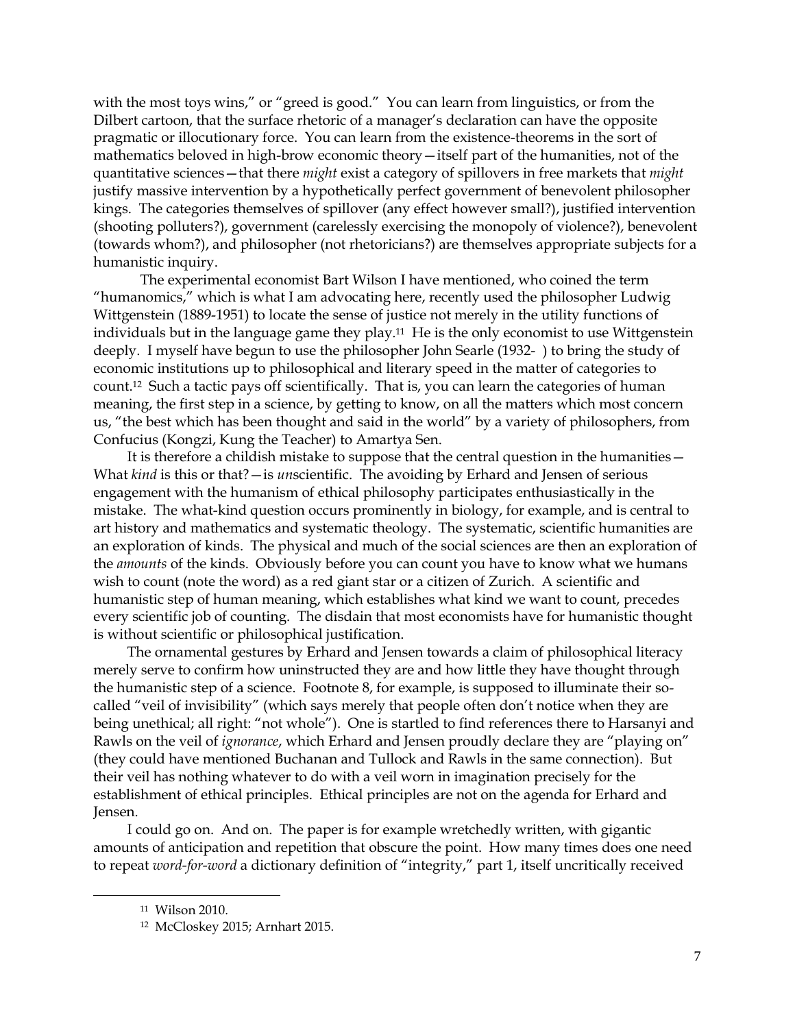with the most toys wins," or "greed is good." You can learn from linguistics, or from the Dilbert cartoon, that the surface rhetoric of a manager's declaration can have the opposite pragmatic or illocutionary force. You can learn from the existence-theorems in the sort of mathematics beloved in high-brow economic theory—itself part of the humanities, not of the quantitative sciences—that there *might* exist a category of spillovers in free markets that *might* justify massive intervention by a hypothetically perfect government of benevolent philosopher kings. The categories themselves of spillover (any effect however small?), justified intervention (shooting polluters?), government (carelessly exercising the monopoly of violence?), benevolent (towards whom?), and philosopher (not rhetoricians?) are themselves appropriate subjects for a humanistic inquiry.

The experimental economist Bart Wilson I have mentioned, who coined the term "humanomics," which is what I am advocating here, recently used the philosopher Ludwig Wittgenstein (1889-1951) to locate the sense of justice not merely in the utility functions of individuals but in the language game they play.[11] He is the only economist to use Wittgenstein deeply. I myself have begun to use the philosopher John Searle (1932- ) to bring the study of economic institutions up to philosophical and literary speed in the matter of categories to count.[12] Such a tactic pays off scientifically. That is, you can learn the categories of human meaning, the first step in a science, by getting to know, on all the matters which most concern us, "the best which has been thought and said in the world" by a variety of philosophers, from Confucius (Kongzi, Kung the Teacher) to Amartya Sen.

It is therefore a childish mistake to suppose that the central question in the humanities—What *kind* is this or that?—is *un*scientific. The avoiding by Erhard and Jensen of serious engagement with the humanism of ethical philosophy participates enthusiastically in the mistake. The what-kind question occurs prominently in biology, for example, and is central to art history and mathematics and systematic theology. The systematic, scientific humanities are an exploration of kinds. The physical and much of the social sciences are then an exploration of the *amounts* of the kinds. Obviously before you can count you have to know what we humans wish to count (note the word) as a red giant star or a citizen of Zurich. A scientific and humanistic step of human meaning, which establishes what kind we want to count, precedes every scientific job of counting. The disdain that most economists have for humanistic thought is without scientific or philosophical justification.

The ornamental gestures by Erhard and Jensen towards a claim of philosophical literacy merely serve to confirm how uninstructed they are and how little they have thought through the humanistic step of a science. Footnote 8, for example, is supposed to illuminate their so-called "veil of invisibility" (which says merely that people often don't notice when they are being unethical; all right: "not whole"). One is startled to find references there to Harsanyi and Rawls on the veil of *ignorance*, which Erhard and Jensen proudly declare they are "playing on" (they could have mentioned Buchanan and Tullock and Rawls in the same connection). But their veil has nothing whatever to do with a veil worn in imagination precisely for the establishment of ethical principles. Ethical principles are not on the agenda for Erhard and Jensen.

I could go on. And on. The paper is for example wretchedly written, with gigantic amounts of anticipation and repetition that obscure the point. How many times does one need to repeat *word-for-word* a dictionary definition of "integrity," part 1, itself uncritically received

---

[11] Wilson 2010.

[12] McCloskey 2015; Arnhart 2015.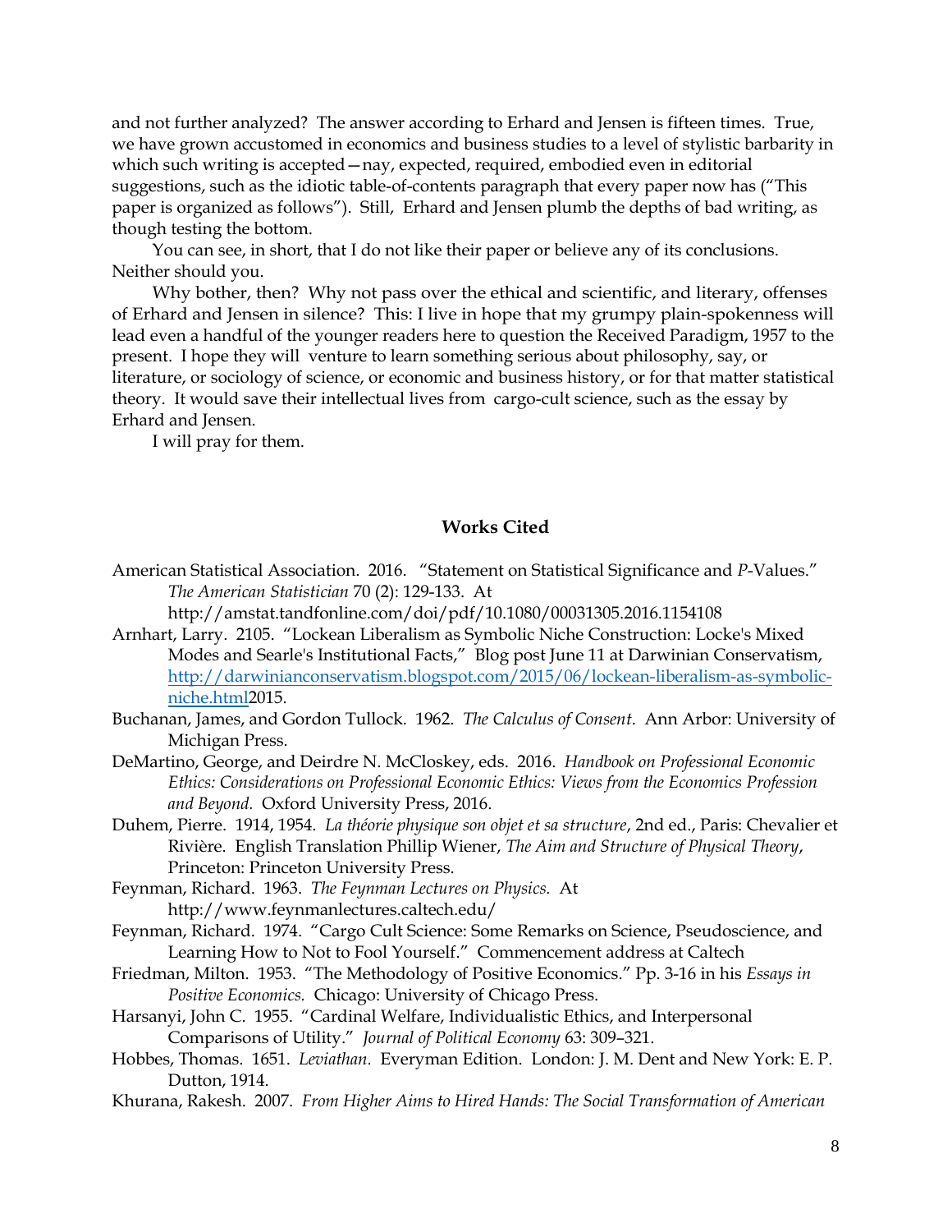and not further analyzed? The answer according to Erhard and Jensen is fifteen times. True, we have grown accustomed in economics and business studies to a level of stylistic barbarity in which such writing is accepted—nay, expected, required, embodied even in editorial suggestions, such as the idiotic table-of-contents paragraph that every paper now has ("This paper is organized as follows"). Still, Erhard and Jensen plumb the depths of bad writing, as though testing the bottom.

You can see, in short, that I do not like their paper or believe any of its conclusions. Neither should you.

Why bother, then? Why not pass over the ethical and scientific, and literary, offenses of Erhard and Jensen in silence? This: I live in hope that my grumpy plain-spokenness will lead even a handful of the younger readers here to question the Received Paradigm, 1957 to the present. I hope they will venture to learn something serious about philosophy, say, or literature, or sociology of science, or economic and business history, or for that matter statistical theory. It would save their intellectual lives from cargo-cult science, such as the essay by Erhard and Jensen.

I will pray for them.

## Works Cited

American Statistical Association. 2016. "Statement on Statistical Significance and *P*-Values." *The American Statistician* 70 (2): 129-133. At http://amstat.tandfonline.com/doi/pdf/10.1080/00031305.2016.1154108

Arnhart, Larry. 2105. "Lockean Liberalism as Symbolic Niche Construction: Locke's Mixed Modes and Searle's Institutional Facts," Blog post June 11 at Darwinian Conservatism, http://darwinianconservatism.blogspot.com/2015/06/lockean-liberalism-as-symbolic-niche.html2015.

Buchanan, James, and Gordon Tullock. 1962. *The Calculus of Consent*. Ann Arbor: University of Michigan Press.

DeMartino, George, and Deirdre N. McCloskey, eds. 2016. *Handbook on Professional Economic Ethics: Considerations on Professional Economic Ethics: Views from the Economics Profession and Beyond.* Oxford University Press, 2016.

Duhem, Pierre. 1914, 1954. *La théorie physique son objet et sa structure*, 2nd ed., Paris: Chevalier et Rivière. English Translation Phillip Wiener, *The Aim and Structure of Physical Theory*, Princeton: Princeton University Press.

Feynman, Richard. 1963. *The Feynman Lectures on Physics.* At http://www.feynmanlectures.caltech.edu/

Feynman, Richard. 1974. "Cargo Cult Science: Some Remarks on Science, Pseudoscience, and Learning How to Not to Fool Yourself." Commencement address at Caltech

Friedman, Milton. 1953. "The Methodology of Positive Economics." Pp. 3-16 in his *Essays in Positive Economics.* Chicago: University of Chicago Press.

Harsanyi, John C. 1955. "Cardinal Welfare, Individualistic Ethics, and Interpersonal Comparisons of Utility." *Journal of Political Economy* 63: 309–321.

Hobbes, Thomas. 1651. *Leviathan.* Everyman Edition. London: J. M. Dent and New York: E. P. Dutton, 1914.

Khurana, Rakesh. 2007. *From Higher Aims to Hired Hands: The Social Transformation of American*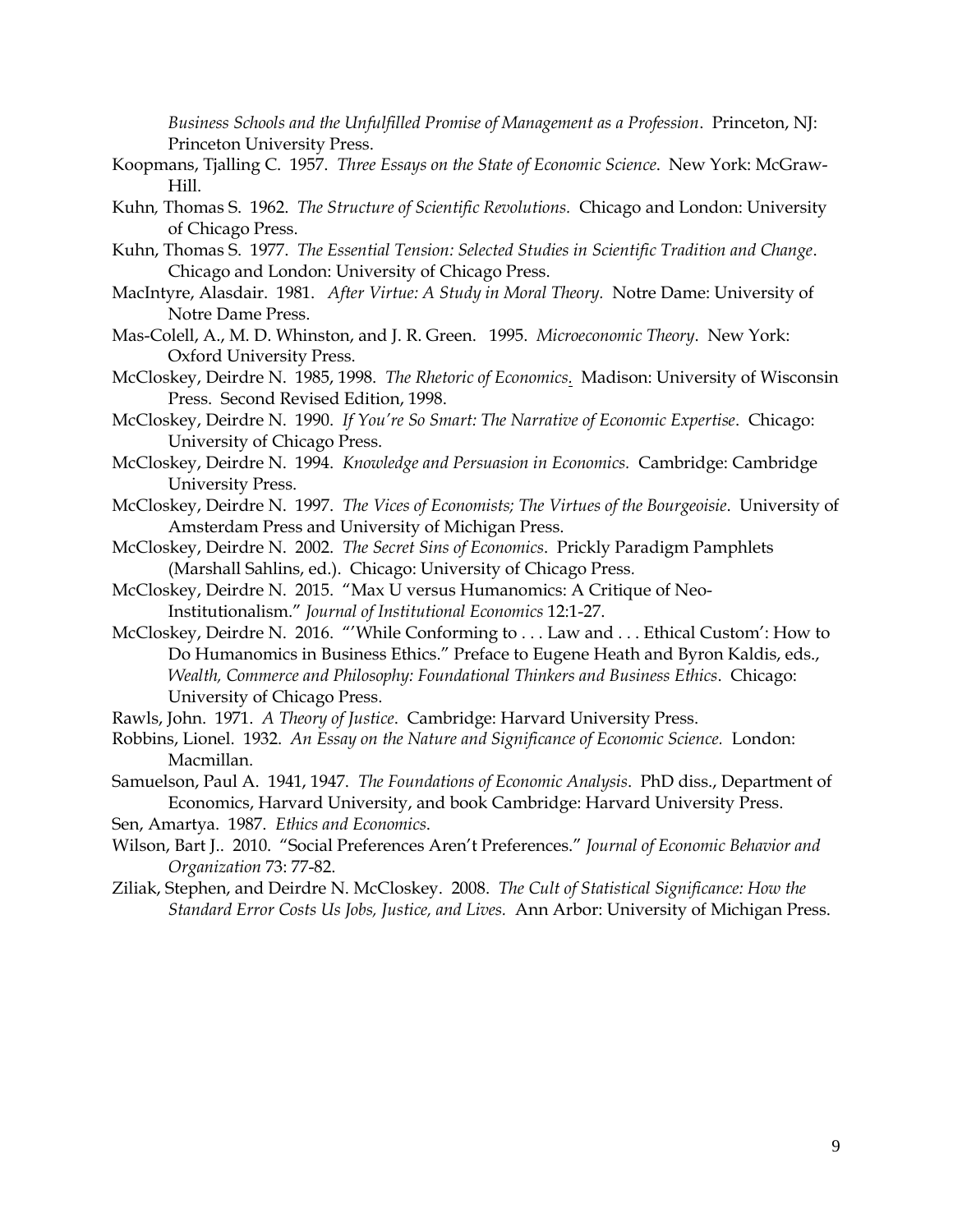*Business Schools and the Unfulfilled Promise of Management as a Profession*. Princeton, NJ: Princeton University Press.

Koopmans, Tjalling C. 1957. *Three Essays on the State of Economic Science*. New York: McGraw-Hill.

Kuhn, Thomas S. 1962. *The Structure of Scientific Revolutions.* Chicago and London: University of Chicago Press.

Kuhn, Thomas S. 1977. *The Essential Tension: Selected Studies in Scientific Tradition and Change*. Chicago and London: University of Chicago Press.

MacIntyre, Alasdair. 1981. *After Virtue: A Study in Moral Theory.* Notre Dame: University of Notre Dame Press.

Mas-Colell, A., M. D. Whinston, and J. R. Green. 1995. *Microeconomic Theory*. New York: Oxford University Press.

McCloskey, Deirdre N. 1985, 1998. *The Rhetoric of Economics.* Madison: University of Wisconsin Press. Second Revised Edition, 1998.

McCloskey, Deirdre N. 1990. *If You're So Smart: The Narrative of Economic Expertise*. Chicago: University of Chicago Press.

McCloskey, Deirdre N. 1994. *Knowledge and Persuasion in Economics.* Cambridge: Cambridge University Press.

McCloskey, Deirdre N. 1997. *The Vices of Economists; The Virtues of the Bourgeoisie*. University of Amsterdam Press and University of Michigan Press.

McCloskey, Deirdre N. 2002. *The Secret Sins of Economics*. Prickly Paradigm Pamphlets (Marshall Sahlins, ed.). Chicago: University of Chicago Press.

McCloskey, Deirdre N. 2015. "Max U versus Humanomics: A Critique of Neo-Institutionalism." *Journal of Institutional Economics* 12:1-27.

McCloskey, Deirdre N. 2016. "'While Conforming to . . . Law and . . . Ethical Custom': How to Do Humanomics in Business Ethics." Preface to Eugene Heath and Byron Kaldis, eds., *Wealth, Commerce and Philosophy: Foundational Thinkers and Business Ethics*. Chicago: University of Chicago Press.

Rawls, John. 1971. *A Theory of Justice*. Cambridge: Harvard University Press.

Robbins, Lionel. 1932. *An Essay on the Nature and Significance of Economic Science.* London: Macmillan.

Samuelson, Paul A. 1941, 1947. *The Foundations of Economic Analysis*. PhD diss., Department of Economics, Harvard University, and book Cambridge: Harvard University Press.

Sen, Amartya. 1987. *Ethics and Economics*.

Wilson, Bart J.. 2010. "Social Preferences Aren't Preferences." *Journal of Economic Behavior and Organization* 73: 77-82.

Ziliak, Stephen, and Deirdre N. McCloskey. 2008. *The Cult of Statistical Significance: How the Standard Error Costs Us Jobs, Justice, and Lives.* Ann Arbor: University of Michigan Press.